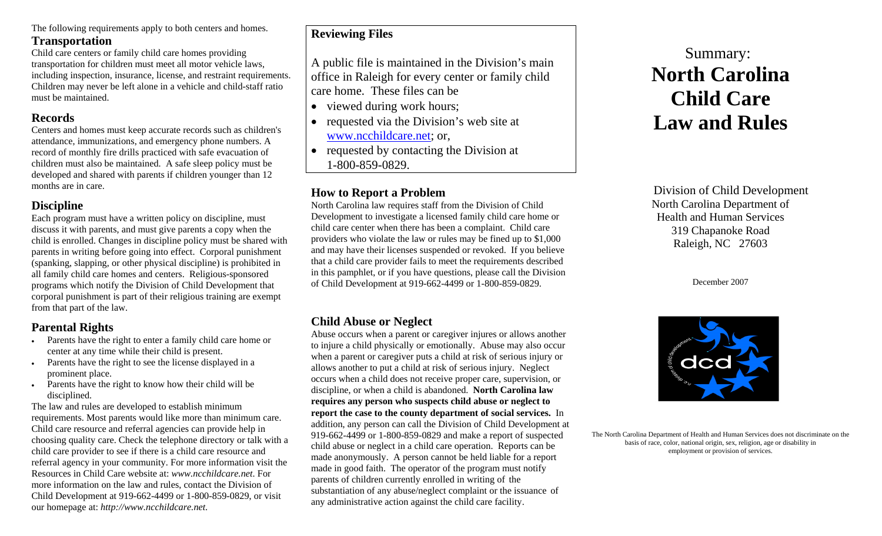The following requirements apply to both centers and homes.

## Transportation

Child care centers or family child care homes providing transportation for children must meet all motor vehicle laws, including inspection, insurance, license, and restraint requirements. Children may never be left alone in a vehicle and child-staff ratio must be maintained.

## Records

Centers and homes must keep accurate records such as children's attendance, immunizations, and emergency phone numbers. A record of monthly fire drills practiced with safe evacuation of children must also be maintained. A safe sleep policy must be developed and shared with parents if children younger than 12 months are in care.

## Discipline

Each program must have a written policy on discipline, must discuss it with parents, and must give parents a copy when the child is enrolled. Changes in discipline policy must be shared with parents in writing before going into effect. Corporal punishment (spanking, slapping, or other physical discipline) is prohibited in all family child care homes and centers. Religious-sponsored programs which notify the Division of Child Development that corporal punishment is part of their religious training are exempt from that part of the law.

## Parental Rights

- Parents have the right to enter a family child care home or center at any time while their child is present.
- Parents have the right to see the license displayed in a prominent place.
- Parents have the right to know how their child will be disciplined.

The law and rules are developed to establish minimum requirements. Most parents would like more than minimum care. Child care resource and referral agencies can provide help in choosing quality care. Check the telephone directory or talk with a child care provider to see if there is a child care resource and referral agency in your community. For more information visit the Resources in Child Care website at: *www.ncchildcare.net*. For more information on the law and rules, contact the Division of Child Development at 919-662-4499 or 1-800-859-0829, or visit our homepage at: *http://www.ncchildcare.net.*

## Reviewing Files

A public file is maintained in the Division's main office in Raleigh for every center or family child care home. These files can be

- viewed during work hours;
- requested via the Division's web site at www.ncchildcare.net; or,
- requested by contacting the Division at 1-800-859-0829.

## How to Report a Problem

North Carolina law requires staff from the Division of Child Development to investigate a licensed family child care home or child care center when there has been a complaint. Child care providers who violate the law or rules may be fined up to $1,000 and may have their licenses suspended or revoked. If you believe that a child care provider fails to meet the requirements described in this pamphlet, or if you have questions, please call the Division of Child Development at 919-662-4499 or 1-800-859-0829.

## Child Abuse or Neglect

Abuse occurs when a parent or caregiver injures or allows another to injure a child physically or emotionally. Abuse may also occur when a parent or caregiver puts a child at risk of serious injury or allows another to put a child at risk of serious injury. Neglect occurs when a child does not receive proper care, supervision, or discipline, or when a child is abandoned. **North Carolina law requires any person who suspects child abuse or neglect to report the case to the county department of social services.** In addition, any person can call the Division of Child Development at 919-662-4499 or 1-800-859-0829 and make a report of suspected child abuse or neglect in a child care operation. Reports can be made anonymously. A person cannot be held liable for a report made in good faith. The operator of the program must notify parents of children currently enrolled in writing of the substantiation of any abuse/neglect complaint or the issuance of any administrative action against the child care facility.

# Summary: **North Carolina Child Care Law and Rules**

Division of Child Development
North Carolina Department of Health and Human Services
319 Chapanoke Road
Raleigh, NC 27603

December 2007

The North Carolina Department of Health and Human Services does not discriminate on the basis of race, color, national origin, sex, religion, age or disability in employment or provision of services.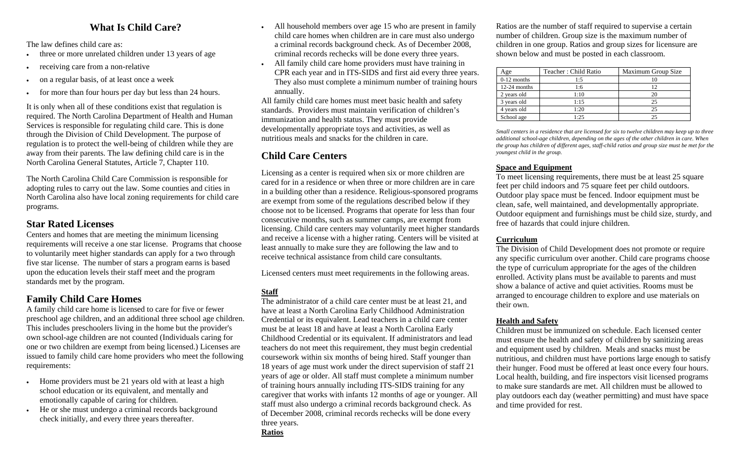## What Is Child Care?

The law defines child care as:

- three or more unrelated children under 13 years of age
- receiving care from a non-relative
- on a regular basis, of at least once a week
- for more than four hours per day but less than 24 hours.

It is only when all of these conditions exist that regulation is required. The North Carolina Department of Health and Human Services is responsible for regulating child care. This is done through the Division of Child Development. The purpose of regulation is to protect the well-being of children while they are away from their parents. The law defining child care is in the North Carolina General Statutes, Article 7, Chapter 110.

The North Carolina Child Care Commission is responsible for adopting rules to carry out the law. Some counties and cities in North Carolina also have local zoning requirements for child care programs.

## Star Rated Licenses

Centers and homes that are meeting the minimum licensing requirements will receive a one star license. Programs that choose to voluntarily meet higher standards can apply for a two through five star license. The number of stars a program earns is based upon the education levels their staff meet and the program standards met by the program.

## Family Child Care Homes

A family child care home is licensed to care for five or fewer preschool age children, and an additional three school age children. This includes preschoolers living in the home but the provider's own school-age children are not counted (Individuals caring for one or two children are exempt from being licensed.) Licenses are issued to family child care home providers who meet the following requirements:

- Home providers must be 21 years old with at least a high school education or its equivalent, and mentally and emotionally capable of caring for children.
- He or she must undergo a criminal records background check initially, and every three years thereafter.
- All household members over age 15 who are present in family child care homes when children are in care must also undergo a criminal records background check. As of December 2008, criminal records rechecks will be done every three years.
- All family child care home providers must have training in CPR each year and in ITS-SIDS and first aid every three years. They also must complete a minimum number of training hours annually.

All family child care homes must meet basic health and safety standards. Providers must maintain verification of children's immunization and health status. They must provide developmentally appropriate toys and activities, as well as nutritious meals and snacks for the children in care.

## Child Care Centers

Licensing as a center is required when six or more children are cared for in a residence or when three or more children are in care in a building other than a residence. Religious-sponsored programs are exempt from some of the regulations described below if they choose not to be licensed. Programs that operate for less than four consecutive months, such as summer camps, are exempt from licensing. Child care centers may voluntarily meet higher standards and receive a license with a higher rating. Centers will be visited at least annually to make sure they are following the law and to receive technical assistance from child care consultants.

Licensed centers must meet requirements in the following areas.

### Staff

The administrator of a child care center must be at least 21, and have at least a North Carolina Early Childhood Administration Credential or its equivalent. Lead teachers in a child care center must be at least 18 and have at least a North Carolina Early Childhood Credential or its equivalent. If administrators and lead teachers do not meet this requirement, they must begin credential coursework within six months of being hired. Staff younger than 18 years of age must work under the direct supervision of staff 21 years of age or older. All staff must complete a minimum number of training hours annually including ITS-SIDS training for any caregiver that works with infants 12 months of age or younger. All staff must also undergo a criminal records background check. As of December 2008, criminal records rechecks will be done every three years.

### Ratios

Ratios are the number of staff required to supervise a certain number of children. Group size is the maximum number of children in one group. Ratios and group sizes for licensure are shown below and must be posted in each classroom.

| Age | Teacher : Child Ratio | Maximum Group Size |
|---|---|---|
| 0-12 months | 1:5 | 10 |
| 12-24 months | 1:6 | 12 |
| 2 years old | 1:10 | 20 |
| 3 years old | 1:15 | 25 |
| 4 years old | 1:20 | 25 |
| School age | 1:25 | 25 |

*Small centers in a residence that are licensed for six to twelve children may keep up to three additional school-age children, depending on the ages of the other children in care. When the group has children of different ages, staff-child ratios and group size must be met for the youngest child in the group.*

### Space and Equipment

To meet licensing requirements, there must be at least 25 square feet per child indoors and 75 square feet per child outdoors. Outdoor play space must be fenced. Indoor equipment must be clean, safe, well maintained, and developmentally appropriate. Outdoor equipment and furnishings must be child size, sturdy, and free of hazards that could injure children.

### Curriculum

The Division of Child Development does not promote or require any specific curriculum over another. Child care programs choose the type of curriculum appropriate for the ages of the children enrolled. Activity plans must be available to parents and must show a balance of active and quiet activities. Rooms must be arranged to encourage children to explore and use materials on their own.

### Health and Safety

Children must be immunized on schedule. Each licensed center must ensure the health and safety of children by sanitizing areas and equipment used by children. Meals and snacks must be nutritious, and children must have portions large enough to satisfy their hunger. Food must be offered at least once every four hours. Local health, building, and fire inspectors visit licensed programs to make sure standards are met. All children must be allowed to play outdoors each day (weather permitting) and must have space and time provided for rest.